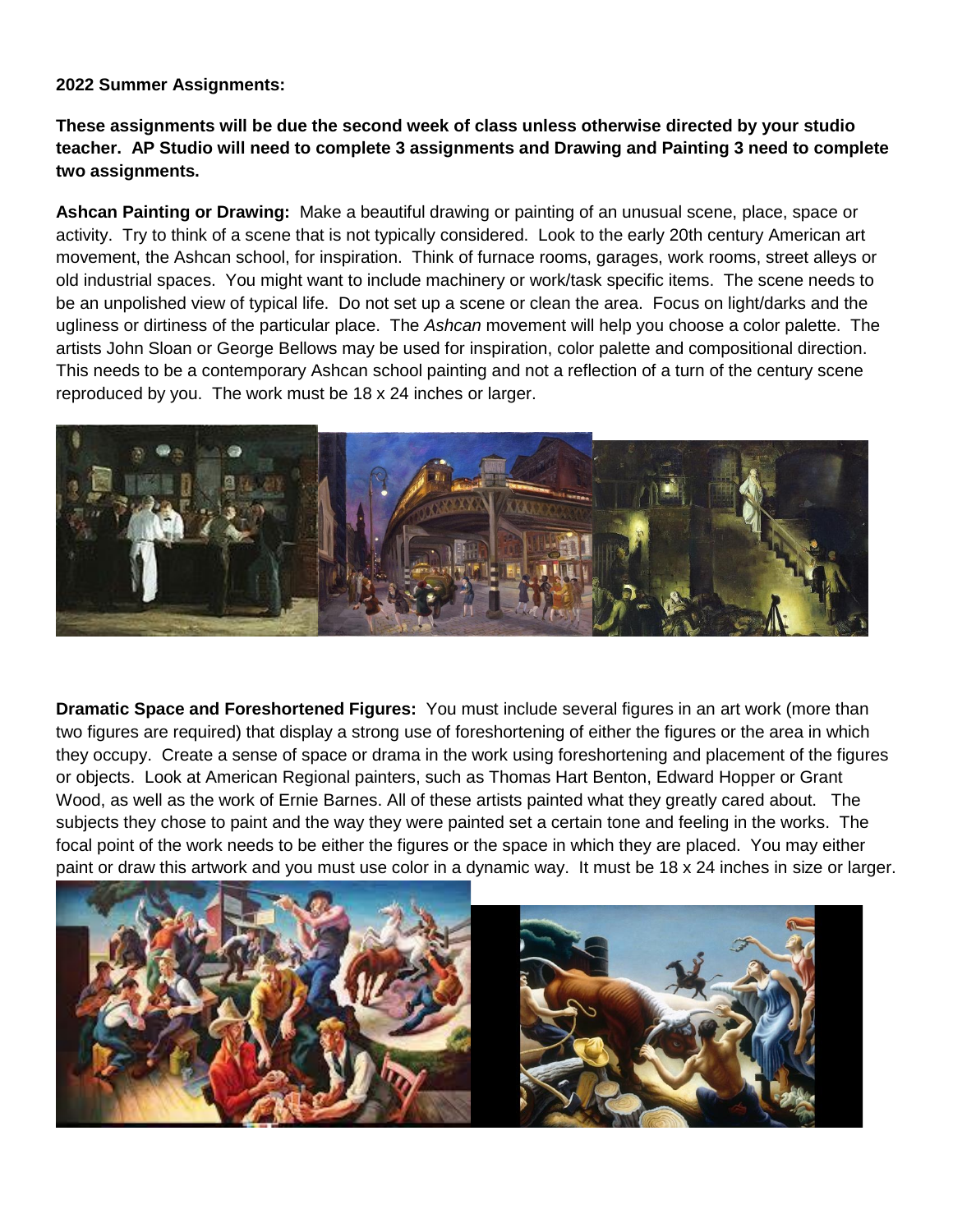**2022 Summer Assignments:**

**These assignments will be due the second week of class unless otherwise directed by your studio teacher. AP Studio will need to complete 3 assignments and Drawing and Painting 3 need to complete two assignments.**

**Ashcan Painting or Drawing:** Make a beautiful drawing or painting of an unusual scene, place, space or activity. Try to think of a scene that is not typically considered. Look to the early 20th century American art movement, the Ashcan school, for inspiration. Think of furnace rooms, garages, work rooms, street alleys or old industrial spaces. You might want to include machinery or work/task specific items. The scene needs to be an unpolished view of typical life. Do not set up a scene or clean the area. Focus on light/darks and the ugliness or dirtiness of the particular place. The *Ashcan* movement will help you choose a color palette. The artists John Sloan or George Bellows may be used for inspiration, color palette and compositional direction. This needs to be a contemporary Ashcan school painting and not a reflection of a turn of the century scene reproduced by you. The work must be 18 x 24 inches or larger.

**Dramatic Space and Foreshortened Figures:** You must include several figures in an art work (more than two figures are required) that display a strong use of foreshortening of either the figures or the area in which they occupy. Create a sense of space or drama in the work using foreshortening and placement of the figures or objects. Look at American Regional painters, such as Thomas Hart Benton, Edward Hopper or Grant Wood, as well as the work of Ernie Barnes. All of these artists painted what they greatly cared about. The subjects they chose to paint and the way they were painted set a certain tone and feeling in the works. The focal point of the work needs to be either the figures or the space in which they are placed. You may either paint or draw this artwork and you must use color in a dynamic way. It must be 18 x 24 inches in size or larger.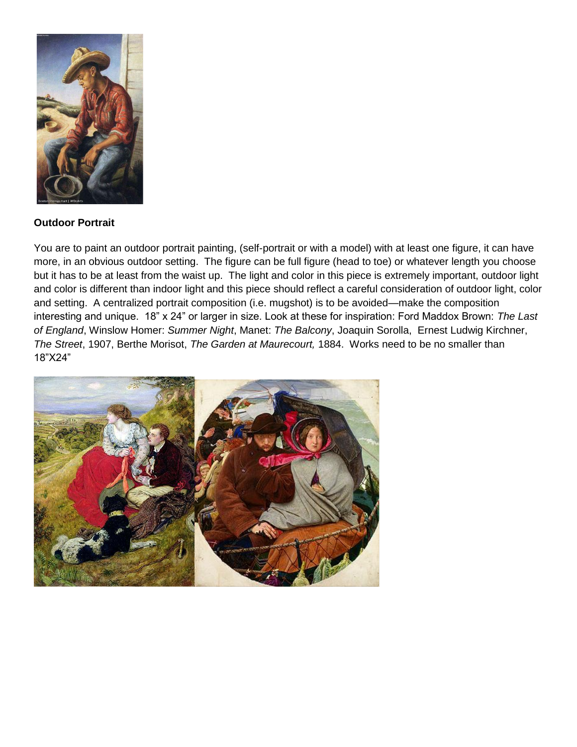**Outdoor Portrait**

You are to paint an outdoor portrait painting, (self-portrait or with a model) with at least one figure, it can have more, in an obvious outdoor setting. The figure can be full figure (head to toe) or whatever length you choose but it has to be at least from the waist up. The light and color in this piece is extremely important, outdoor light and color is different than indoor light and this piece should reflect a careful consideration of outdoor light, color and setting. A centralized portrait composition (i.e. mugshot) is to be avoided—make the composition interesting and unique. 18" x 24" or larger in size. Look at these for inspiration: Ford Maddox Brown: *The Last of England*, Winslow Homer: *Summer Night*, Manet: *The Balcony*, Joaquin Sorolla, Ernest Ludwig Kirchner, *The Street*, 1907, Berthe Morisot, *The Garden at Maurecourt,* 1884. Works need to be no smaller than 18"X24"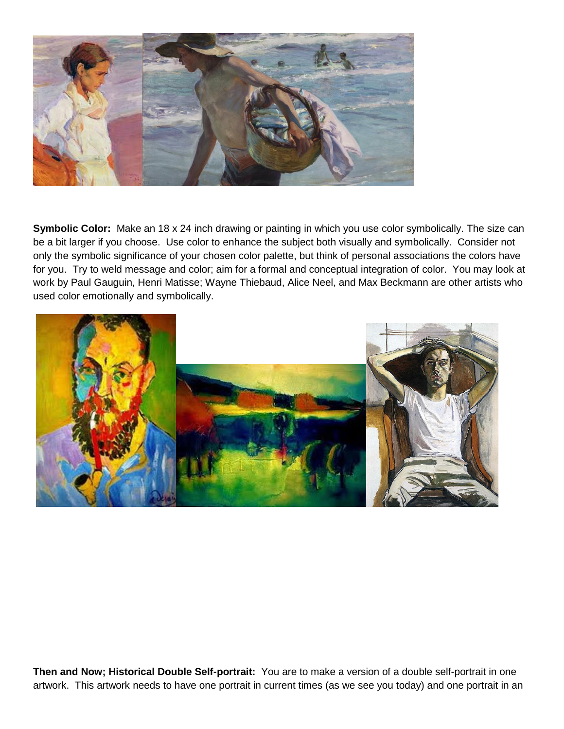**Symbolic Color:** Make an 18 x 24 inch drawing or painting in which you use color symbolically. The size can be a bit larger if you choose. Use color to enhance the subject both visually and symbolically. Consider not only the symbolic significance of your chosen color palette, but think of personal associations the colors have for you. Try to weld message and color; aim for a formal and conceptual integration of color. You may look at work by Paul Gauguin, Henri Matisse; Wayne Thiebaud, Alice Neel, and Max Beckmann are other artists who used color emotionally and symbolically.

**Then and Now; Historical Double Self-portrait:** You are to make a version of a double self-portrait in one artwork. This artwork needs to have one portrait in current times (as we see you today) and one portrait in an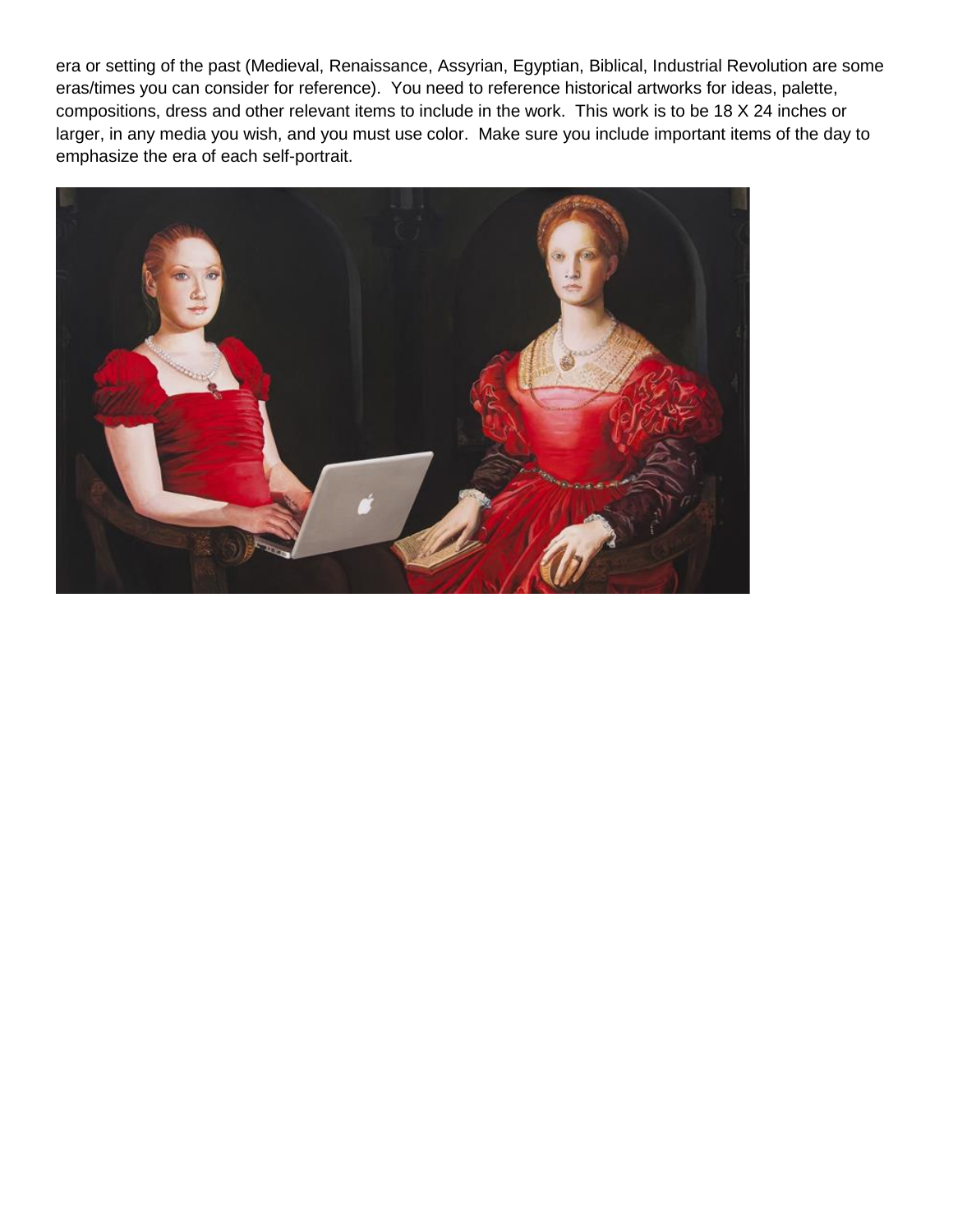era or setting of the past (Medieval, Renaissance, Assyrian, Egyptian, Biblical, Industrial Revolution are some eras/times you can consider for reference). You need to reference historical artworks for ideas, palette, compositions, dress and other relevant items to include in the work. This work is to be 18 X 24 inches or larger, in any media you wish, and you must use color. Make sure you include important items of the day to emphasize the era of each self-portrait.